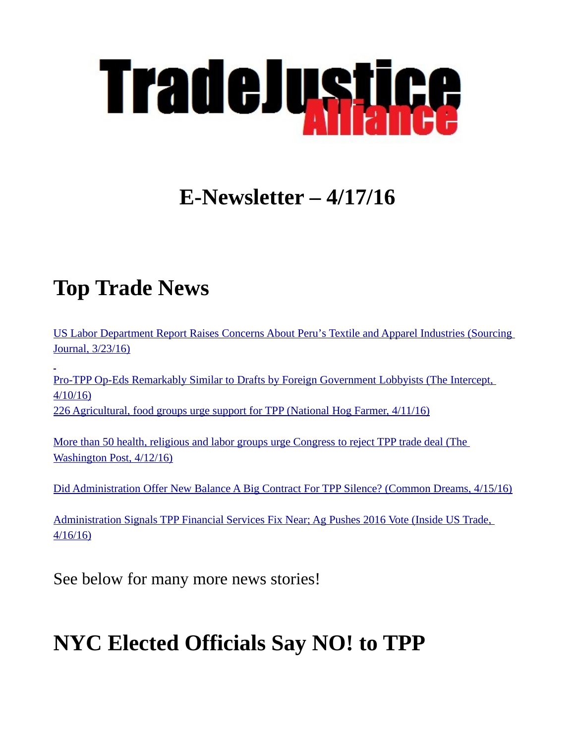# TradeJustice Alliance

## E-Newsletter – 4/17/16

# Top Trade News

US Labor Department Report Raises Concerns About Peru's Textile and Apparel Industries (Sourcing Journal, 3/23/16)

Pro-TPP Op-Eds Remarkably Similar to Drafts by Foreign Government Lobbyists (The Intercept, 4/10/16)

226 Agricultural, food groups urge support for TPP (National Hog Farmer, 4/11/16)

More than 50 health, religious and labor groups urge Congress to reject TPP trade deal (The Washington Post, 4/12/16)

Did Administration Offer New Balance A Big Contract For TPP Silence? (Common Dreams, 4/15/16)

Administration Signals TPP Financial Services Fix Near; Ag Pushes 2016 Vote (Inside US Trade, 4/16/16)

See below for many more news stories!

# NYC Elected Officials Say NO! to TPP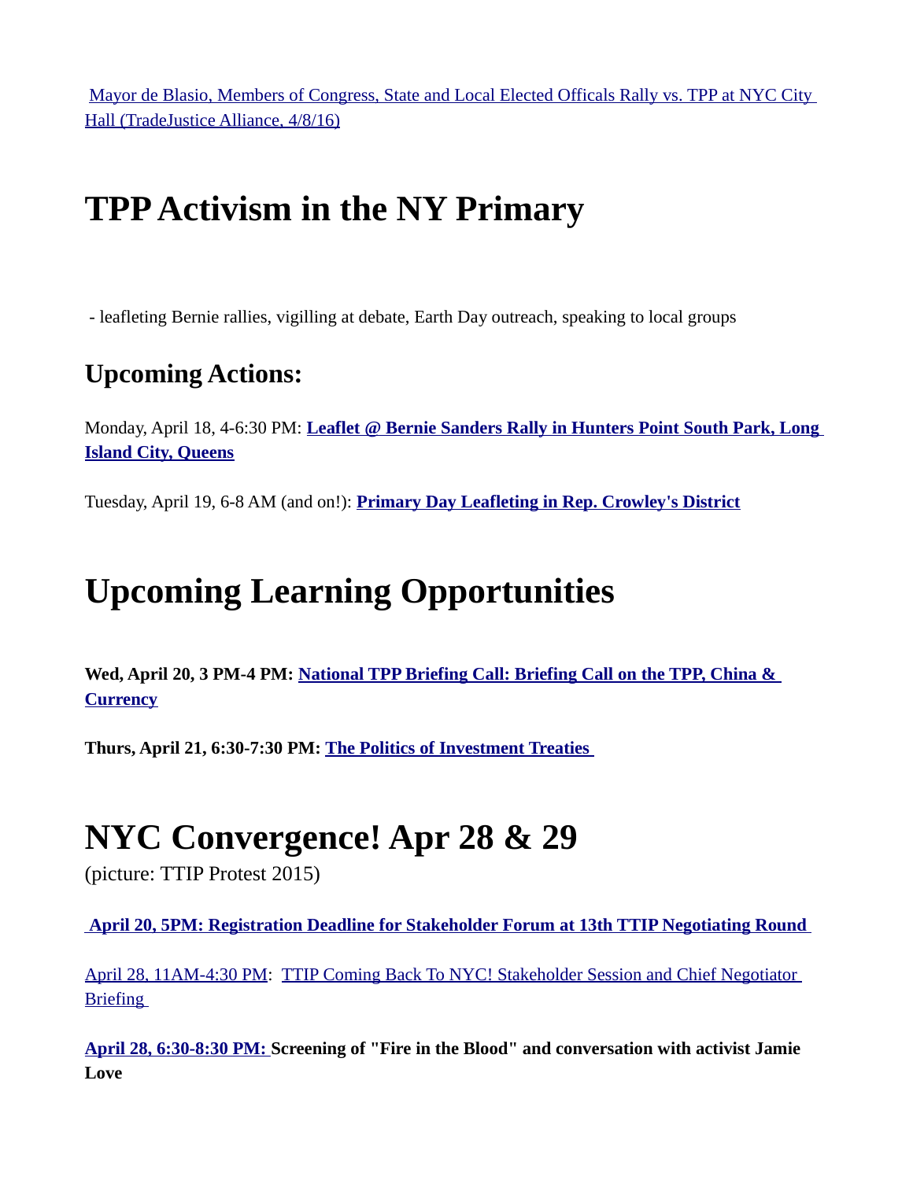Mayor de Blasio, Members of Congress, State and Local Elected Officals Rally vs. TPP at NYC City Hall (TradeJustice Alliance, 4/8/16)

# TPP Activism in the NY Primary

- leafleting Bernie rallies, vigilling at debate, Earth Day outreach, speaking to local groups

## Upcoming Actions:

Monday, April 18, 4-6:30 PM: **Leaflet @ Bernie Sanders Rally in Hunters Point South Park, Long Island City, Queens**

Tuesday, April 19, 6-8 AM (and on!): **Primary Day Leafleting in Rep. Crowley's District**

# Upcoming Learning Opportunities

**Wed, April 20, 3 PM-4 PM: National TPP Briefing Call: Briefing Call on the TPP, China & Currency**

**Thurs, April 21, 6:30-7:30 PM: The Politics of Investment Treaties**

# NYC Convergence! Apr 28 & 29

(picture: TTIP Protest 2015)

**April 20, 5PM: Registration Deadline for Stakeholder Forum at 13th TTIP Negotiating Round**

April 28, 11AM-4:30 PM: TTIP Coming Back To NYC! Stakeholder Session and Chief Negotiator Briefing

**April 28, 6:30-8:30 PM: Screening of "Fire in the Blood" and conversation with activist Jamie Love**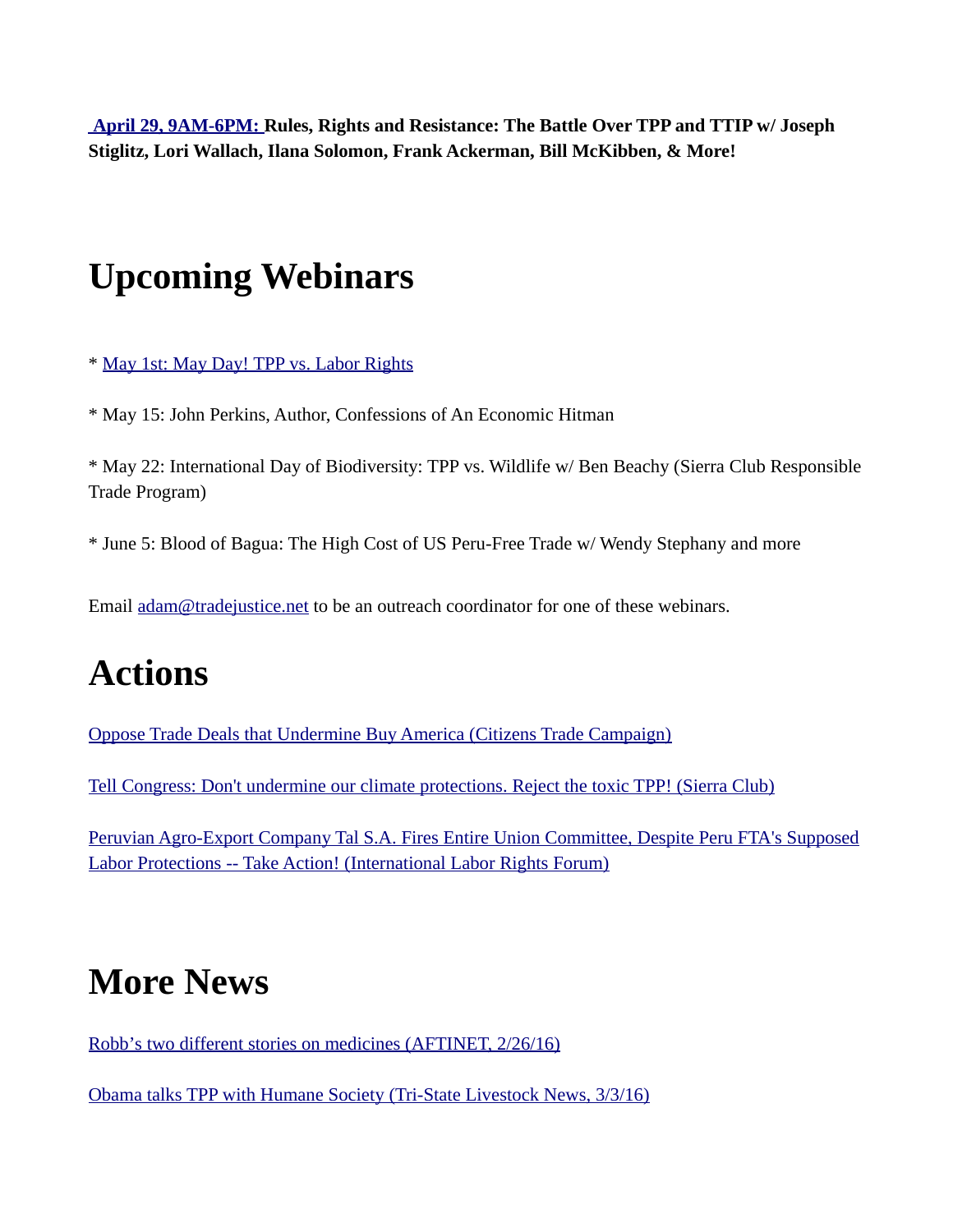**April 29, 9AM-6PM: Rules, Rights and Resistance: The Battle Over TPP and TTIP w/ Joseph Stiglitz, Lori Wallach, Ilana Solomon, Frank Ackerman, Bill McKibben, & More!**

# Upcoming Webinars

* May 1st: May Day! TPP vs. Labor Rights

* May 15: John Perkins, Author, Confessions of An Economic Hitman

* May 22: International Day of Biodiversity: TPP vs. Wildlife w/ Ben Beachy (Sierra Club Responsible Trade Program)

* June 5: Blood of Bagua: The High Cost of US Peru-Free Trade w/ Wendy Stephany and more

Email adam@tradejustice.net to be an outreach coordinator for one of these webinars.

# Actions

Oppose Trade Deals that Undermine Buy America (Citizens Trade Campaign)

Tell Congress: Don't undermine our climate protections. Reject the toxic TPP! (Sierra Club)

Peruvian Agro-Export Company Tal S.A. Fires Entire Union Committee, Despite Peru FTA's Supposed Labor Protections -- Take Action! (International Labor Rights Forum)

# More News

Robb's two different stories on medicines (AFTINET, 2/26/16)

Obama talks TPP with Humane Society (Tri-State Livestock News, 3/3/16)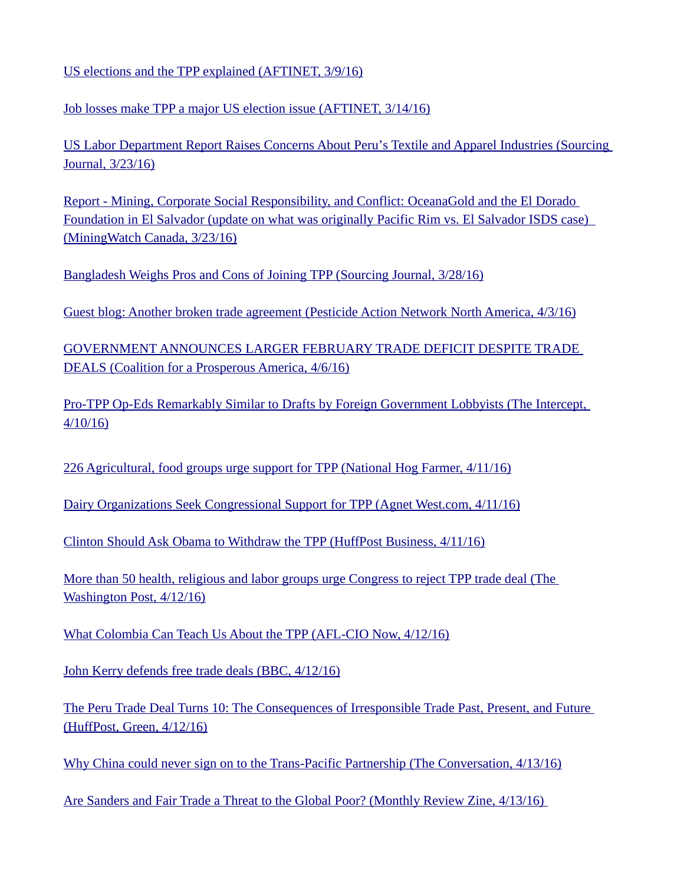US elections and the TPP explained (AFTINET, 3/9/16)

Job losses make TPP a major US election issue (AFTINET, 3/14/16)

US Labor Department Report Raises Concerns About Peru's Textile and Apparel Industries (Sourcing Journal, 3/23/16)

Report - Mining, Corporate Social Responsibility, and Conflict: OceanaGold and the El Dorado Foundation in El Salvador (update on what was originally Pacific Rim vs. El Salvador ISDS case) (MiningWatch Canada, 3/23/16)

Bangladesh Weighs Pros and Cons of Joining TPP (Sourcing Journal, 3/28/16)

Guest blog: Another broken trade agreement (Pesticide Action Network North America, 4/3/16)

GOVERNMENT ANNOUNCES LARGER FEBRUARY TRADE DEFICIT DESPITE TRADE DEALS (Coalition for a Prosperous America, 4/6/16)

Pro-TPP Op-Eds Remarkably Similar to Drafts by Foreign Government Lobbyists (The Intercept, 4/10/16)

226 Agricultural, food groups urge support for TPP (National Hog Farmer, 4/11/16)

Dairy Organizations Seek Congressional Support for TPP (Agnet West.com, 4/11/16)

Clinton Should Ask Obama to Withdraw the TPP (HuffPost Business, 4/11/16)

More than 50 health, religious and labor groups urge Congress to reject TPP trade deal (The Washington Post, 4/12/16)

What Colombia Can Teach Us About the TPP (AFL-CIO Now, 4/12/16)

John Kerry defends free trade deals (BBC, 4/12/16)

The Peru Trade Deal Turns 10: The Consequences of Irresponsible Trade Past, Present, and Future (HuffPost, Green, 4/12/16)

Why China could never sign on to the Trans-Pacific Partnership (The Conversation, 4/13/16)

Are Sanders and Fair Trade a Threat to the Global Poor? (Monthly Review Zine, 4/13/16)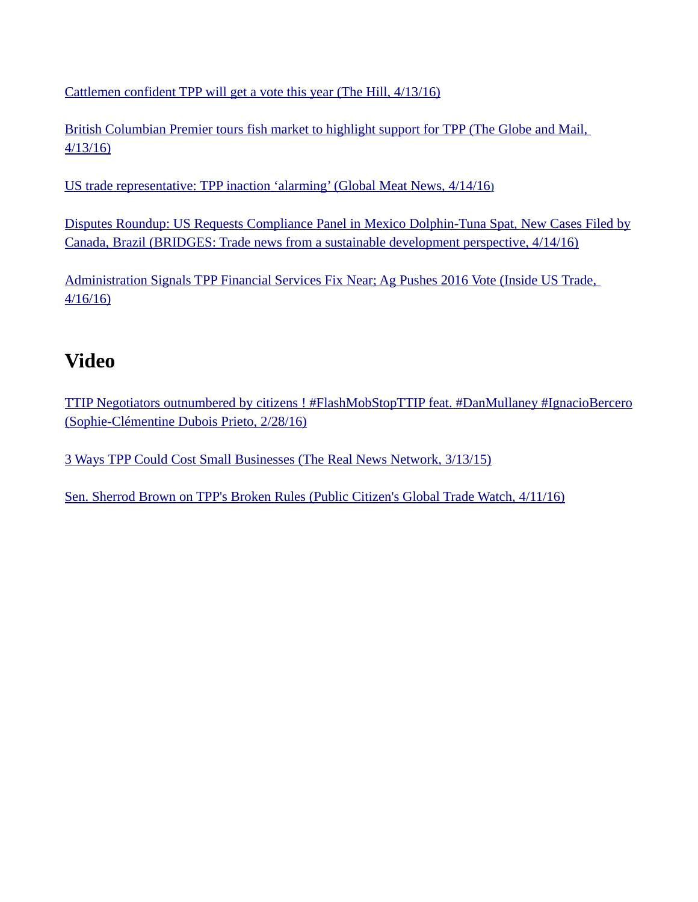Cattlemen confident TPP will get a vote this year (The Hill, 4/13/16)

British Columbian Premier tours fish market to highlight support for TPP (The Globe and Mail, 4/13/16)

US trade representative: TPP inaction 'alarming' (Global Meat News, 4/14/16)

Disputes Roundup: US Requests Compliance Panel in Mexico Dolphin-Tuna Spat, New Cases Filed by Canada, Brazil (BRIDGES: Trade news from a sustainable development perspective, 4/14/16)

Administration Signals TPP Financial Services Fix Near; Ag Pushes 2016 Vote (Inside US Trade, 4/16/16)

## Video

TTIP Negotiators outnumbered by citizens ! #FlashMobStopTTIP feat. #DanMullaney #IgnacioBercero (Sophie-Clémentine Dubois Prieto, 2/28/16)

3 Ways TPP Could Cost Small Businesses (The Real News Network, 3/13/15)

Sen. Sherrod Brown on TPP's Broken Rules (Public Citizen's Global Trade Watch, 4/11/16)